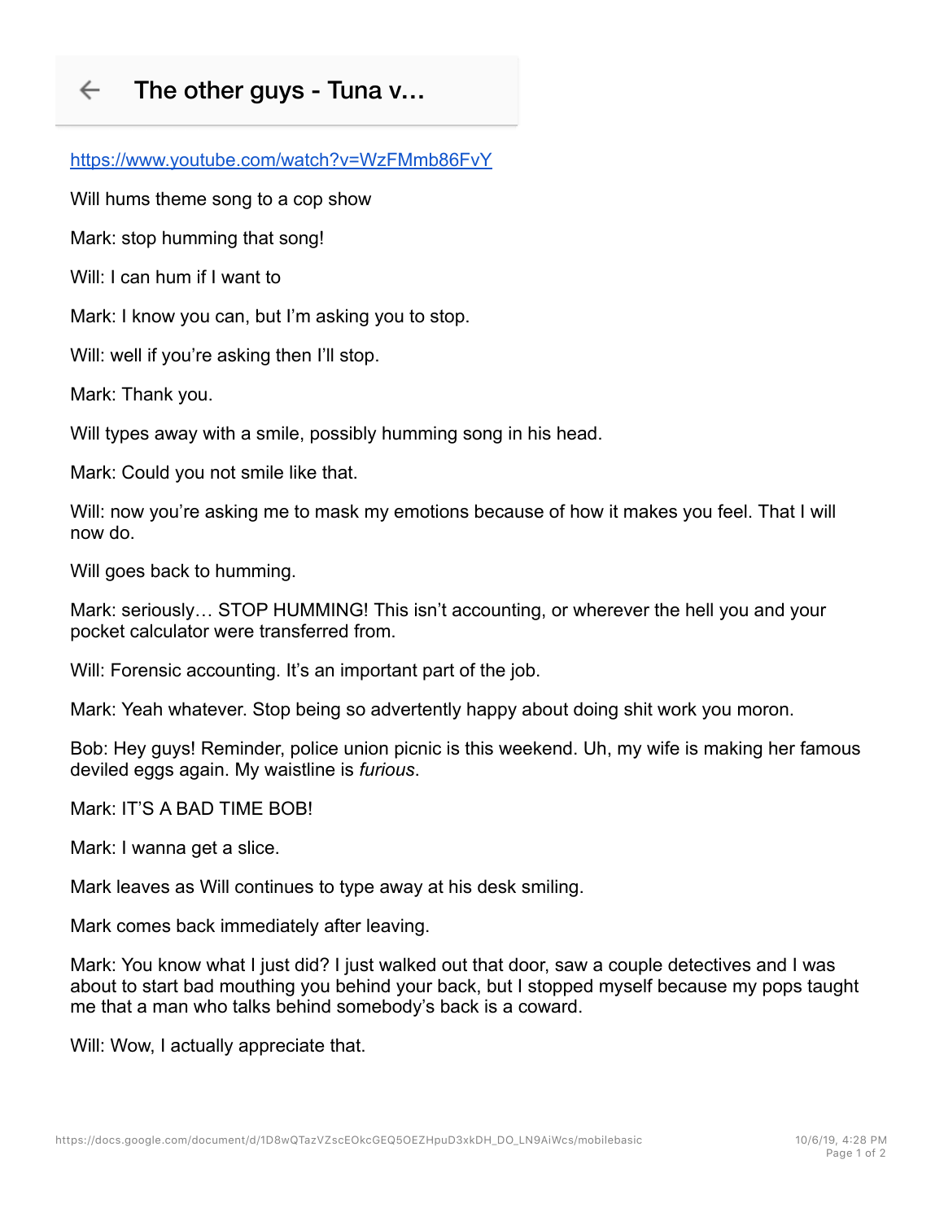# The other guys - Tuna v…

https://www.youtube.com/watch?v=WzFMmb86FvY

Will hums theme song to a cop show

Mark: stop humming that song!

Will: I can hum if I want to

Mark: I know you can, but I'm asking you to stop.

Will: well if you're asking then I'll stop.

Mark: Thank you.

Will types away with a smile, possibly humming song in his head.

Mark: Could you not smile like that.

Will: now you're asking me to mask my emotions because of how it makes you feel. That I will now do.

Will goes back to humming.

Mark: seriously… STOP HUMMING! This isn't accounting, or wherever the hell you and your pocket calculator were transferred from.

Will: Forensic accounting. It's an important part of the job.

Mark: Yeah whatever. Stop being so advertently happy about doing shit work you moron.

Bob: Hey guys! Reminder, police union picnic is this weekend. Uh, my wife is making her famous deviled eggs again. My waistline is *furious*.

Mark: IT'S A BAD TIME BOB!

Mark: I wanna get a slice.

Mark leaves as Will continues to type away at his desk smiling.

Mark comes back immediately after leaving.

Mark: You know what I just did? I just walked out that door, saw a couple detectives and I was about to start bad mouthing you behind your back, but I stopped myself because my pops taught me that a man who talks behind somebody's back is a coward.

Will: Wow, I actually appreciate that.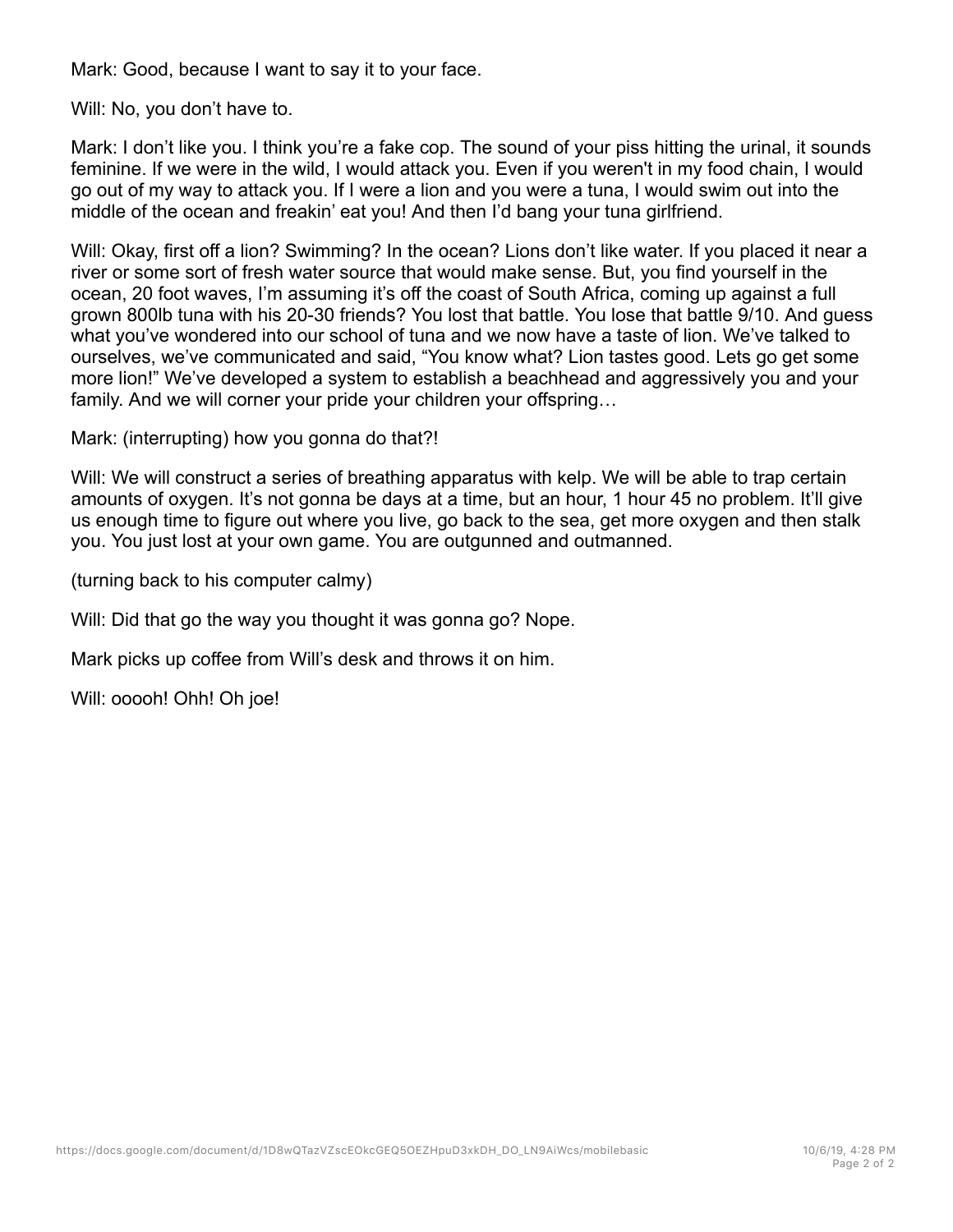Mark: Good, because I want to say it to your face.

Will: No, you don't have to.

Mark: I don't like you. I think you're a fake cop. The sound of your piss hitting the urinal, it sounds feminine. If we were in the wild, I would attack you. Even if you weren't in my food chain, I would go out of my way to attack you. If I were a lion and you were a tuna, I would swim out into the middle of the ocean and freakin' eat you! And then I'd bang your tuna girlfriend.

Will: Okay, first off a lion? Swimming? In the ocean? Lions don't like water. If you placed it near a river or some sort of fresh water source that would make sense. But, you find yourself in the ocean, 20 foot waves, I'm assuming it's off the coast of South Africa, coming up against a full grown 800lb tuna with his 20-30 friends? You lost that battle. You lose that battle 9/10. And guess what you've wondered into our school of tuna and we now have a taste of lion. We've talked to ourselves, we've communicated and said, "You know what? Lion tastes good. Lets go get some more lion!" We've developed a system to establish a beachhead and aggressively you and your family. And we will corner your pride your children your offspring…

Mark: (interrupting) how you gonna do that?!

Will: We will construct a series of breathing apparatus with kelp. We will be able to trap certain amounts of oxygen. It's not gonna be days at a time, but an hour, 1 hour 45 no problem. It'll give us enough time to figure out where you live, go back to the sea, get more oxygen and then stalk you. You just lost at your own game. You are outgunned and outmanned.

(turning back to his computer calmy)

Will: Did that go the way you thought it was gonna go? Nope.

Mark picks up coffee from Will's desk and throws it on him.

Will: ooooh! Ohh! Oh joe!